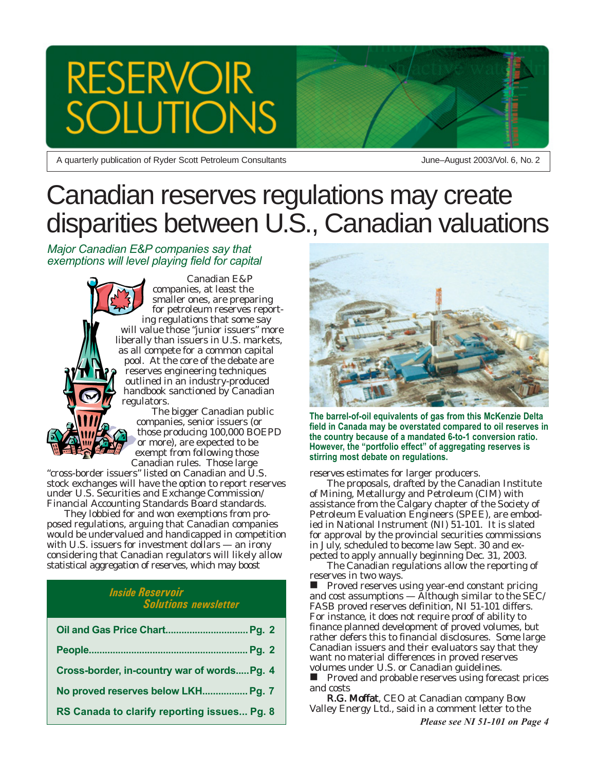# RESERVOIR SOLUTIONS

A quarterly publication of Ryder Scott Petroleum Consultants — June–August 2003/Vol. 6, No. 2

# Canadian reserves regulations may create disparities between U.S., Canadian valuations

*Major Canadian E&P companies say that exemptions will level playing field for capital*

Canadian E&P companies, at least the smaller ones, are preparing for petroleum reserves reporting regulations that some say will value those "junior issuers" more liberally than issuers in U.S. markets, as all compete for a common capital pool. At the core of the debate are reserves engineering techniques outlined in an industry-produced handbook sanctioned by Canadian regulators.

The bigger Canadian public companies, senior issuers (or those producing 100,000 BOEPD or more), are expected to be exempt from following those Canadian rules. Those large "cross-border issuers" listed on Canadian and U.S. stock exchanges will have the option to report reserves under U.S. Securities and Exchange Commission/Financial Accounting Standards Board standards.

They lobbied for and won exemptions from proposed regulations, arguing that Canadian companies would be undervalued and handicapped in competition with U.S. issuers for investment dollars — an irony considering that Canadian regulators will likely allow statistical aggregation of reserves, which may boost reserves estimates for larger producers.

The proposals, drafted by the Canadian Institute of Mining, Metallurgy and Petroleum (CIM) with assistance from the Calgary chapter of the Society of Petroleum Evaluation Engineers (SPEE), are embodied in National Instrument (NI) 51-101. It is slated for approval by the provincial securities commissions in July, scheduled to become law Sept. 30 and expected to apply annually beginning Dec. 31, 2003.

The Canadian regulations allow the reporting of reserves in two ways.

- Proved reserves using year-end constant pricing and cost assumptions — Although similar to the SEC/FASB proved reserves definition, NI 51-101 differs. For instance, it does not require proof of ability to finance planned development of proved volumes, but rather defers this to financial disclosures. Some large Canadian issuers and their evaluators say that they want no material differences in proved reserves volumes under U.S. or Canadian guidelines.
- Proved and probable reserves using forecast prices and costs

**R.G. Moffat**, CEO at Canadian company Bow Valley Energy Ltd., said in a comment letter to the

***Please see NI 51-101 on Page 4***

**The barrel-of-oil equivalents of gas from this McKenzie Delta field in Canada may be overstated compared to oil reserves in the country because of a mandated 6-to-1 conversion ratio. However, the "portfolio effect" of aggregating reserves is stirring most debate on regulations.**

| *Inside Reservoir Solutions newsletter* | |
|---|---|
| Oil and Gas Price Chart | Pg. 2 |
| People | Pg. 2 |
| Cross-border, in-country war of words | Pg. 4 |
| No proved reserves below LKH | Pg. 7 |
| RS Canada to clarify reporting issues | Pg. 8 |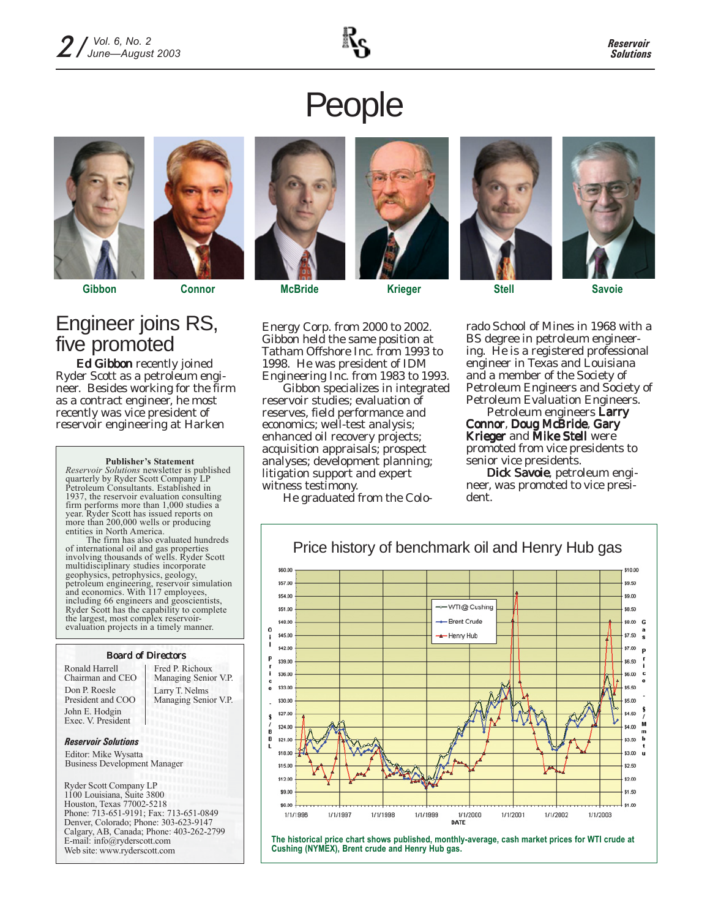# People

Gibbon Connor McBride Krieger Stell Savoie

## Engineer joins RS, five promoted

**Ed Gibbon** recently joined Ryder Scott as a petroleum engineer. Besides working for the firm as a contract engineer, he most recently was vice president of reservoir engineering at Harken Energy Corp. from 2000 to 2002. Gibbon held the same position at Tatham Offshore Inc. from 1993 to 1998. He was president of IDM Engineering Inc. from 1983 to 1993.

Gibbon specializes in integrated reservoir studies; evaluation of reserves, field performance and economics; well-test analysis; enhanced oil recovery projects; acquisition appraisals; prospect analyses; development planning; litigation support and expert witness testimony.

He graduated from the Colorado School of Mines in 1968 with a BS degree in petroleum engineering. He is a registered professional engineer in Texas and Louisiana and a member of the Society of Petroleum Engineers and Society of Petroleum Evaluation Engineers.

Petroleum engineers **Larry Connor**, **Doug McBride**, **Gary Krieger** and **Mike Stell** were promoted from vice presidents to senior vice presidents.

**Dick Savoie**, petroleum engineer, was promoted to vice president.

**Publisher's Statement**

*Reservoir Solutions* newsletter is published quarterly by Ryder Scott Company LP Petroleum Consultants. Established in 1937, the reservoir evaluation consulting firm performs more than 1,000 studies a year. Ryder Scott has issued reports on more than 200,000 wells or producing entities in North America.

The firm has also evaluated hundreds of international oil and gas properties involving thousands of wells. Ryder Scott multidisciplinary studies incorporate geophysics, petrophysics, geology, petroleum engineering, reservoir simulation and economics. With 117 employees, including 66 engineers and geoscientists, Ryder Scott has the capability to complete the largest, most complex reservoir-evaluation projects in a timely manner.

**Board of Directors**

Ronald Harrell
Chairman and CEO

Don P. Roesle
President and COO

John E. Hodgin
Exec. V. President

Fred P. Richoux
Managing Senior V.P.

Larry T. Nelms
Managing Senior V.P.

***Reservoir Solutions***

Editor: Mike Wysatta
Business Development Manager

Ryder Scott Company LP
1100 Louisiana, Suite 3800
Houston, Texas 77002-5218
Phone: 713-651-9191; Fax: 713-651-0849
Denver, Colorado; Phone: 303-623-9147
Calgary, AB, Canada; Phone: 403-262-2799
E-mail: info@ryderscott.com
Web site: www.ryderscott.com

**Price history of benchmark oil and Henry Hub gas**

The historical price chart shows published, monthly-average, cash market prices for WTI crude at Cushing (NYMEX), Brent crude and Henry Hub gas.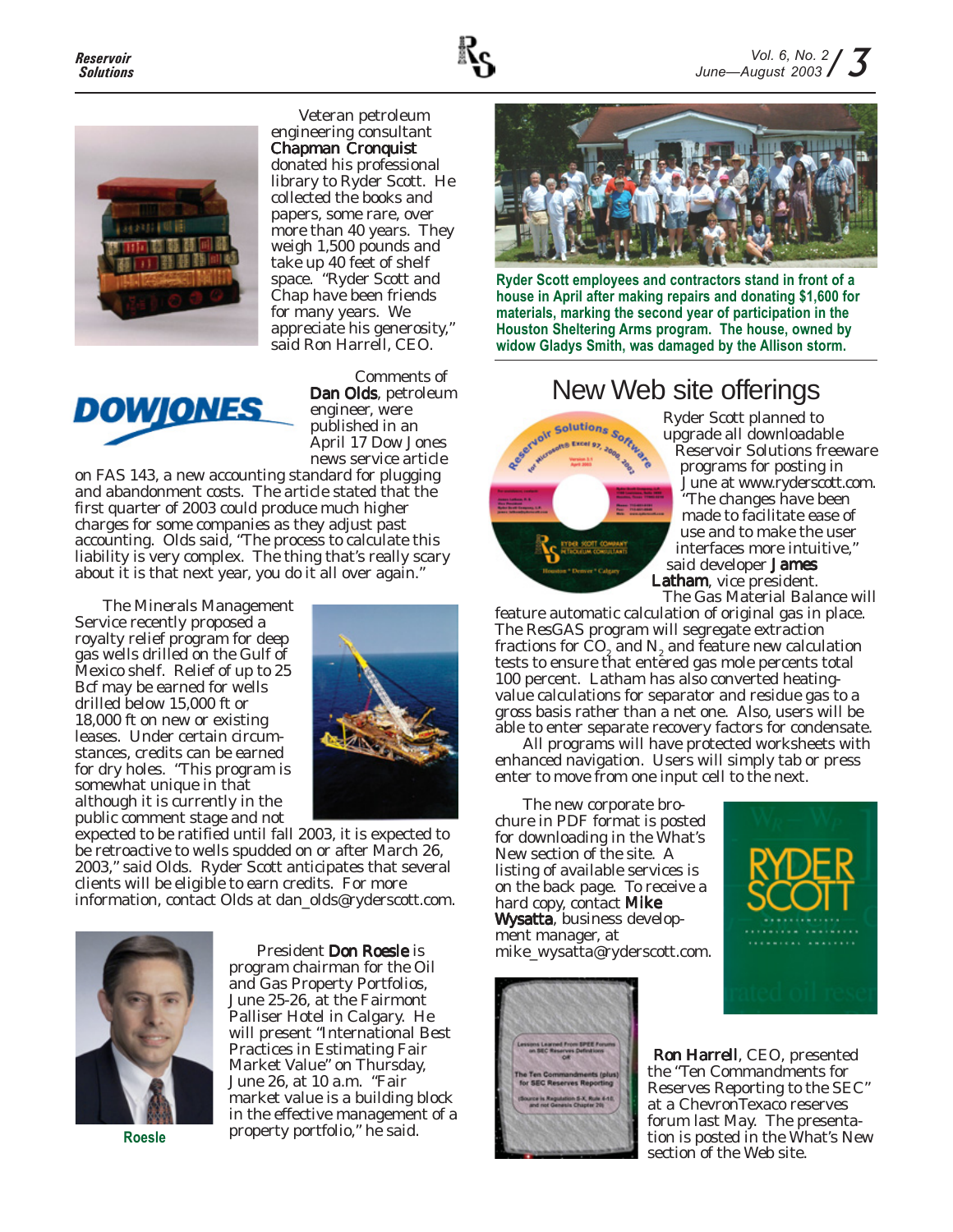Veteran petroleum engineering consultant **Chapman Cronquist** donated his professional library to Ryder Scott. He collected the books and papers, some rare, over more than 40 years. They weigh 1,500 pounds and take up 40 feet of shelf space. "Ryder Scott and Chap have been friends for many years. We appreciate his generosity," said Ron Harrell, CEO.

Comments of **Dan Olds**, petroleum engineer, were published in an April 17 Dow Jones news service article on FAS 143, a new accounting standard for plugging and abandonment costs. The article stated that the first quarter of 2003 could produce much higher charges for some companies as they adjust past accounting. Olds said, "The process to calculate this liability is very complex. The thing that's really scary about it is that next year, you do it all over again."

The Minerals Management Service recently proposed a royalty relief program for deep gas wells drilled on the Gulf of Mexico shelf. Relief of up to 25 Bcf may be earned for wells drilled below 15,000 ft or 18,000 ft on new or existing leases. Under certain circumstances, credits can be earned for dry holes. "This program is somewhat unique in that although it is currently in the public comment stage and not expected to be ratified until fall 2003, it is expected to be retroactive to wells spudded on or after March 26, 2003," said Olds. Ryder Scott anticipates that several clients will be eligible to earn credits. For more information, contact Olds at dan_olds@ryderscott.com.

President **Don Roesle** is program chairman for the Oil and Gas Property Portfolios, June 25-26, at the Fairmont Palliser Hotel in Calgary. He will present "International Best Practices in Estimating Fair Market Value" on Thursday, June 26, at 10 a.m. "Fair market value is a building block in the effective management of a property portfolio," he said.

Roesle

Ryder Scott employees and contractors stand in front of a house in April after making repairs and donating $1,600 for materials, marking the second year of participation in the Houston Sheltering Arms program. The house, owned by widow Gladys Smith, was damaged by the Allison storm.

## New Web site offerings

Ryder Scott planned to upgrade all downloadable Reservoir Solutions freeware programs for posting in June at www.ryderscott.com. "The changes have been made to facilitate ease of use and to make the user interfaces more intuitive," said developer **James Latham**, vice president.

The Gas Material Balance will feature automatic calculation of original gas in place. The ResGAS program will segregate extraction fractions for $CO_2$ and $N_2$ and feature new calculation tests to ensure that entered gas mole percents total 100 percent. Latham has also converted heating-value calculations for separator and residue gas to a gross basis rather than a net one. Also, users will be able to enter separate recovery factors for condensate.

All programs will have protected worksheets with enhanced navigation. Users will simply tab or press enter to move from one input cell to the next.

The new corporate brochure in PDF format is posted for downloading in the What's New section of the site. A listing of available services is on the back page. To receive a hard copy, contact **Mike Wysatta**, business development manager, at mike_wysatta@ryderscott.com.

**Ron Harrell**, CEO, presented the "Ten Commandments for Reserves Reporting to the SEC" at a ChevronTexaco reserves forum last May. The presentation is posted in the What's New section of the Web site.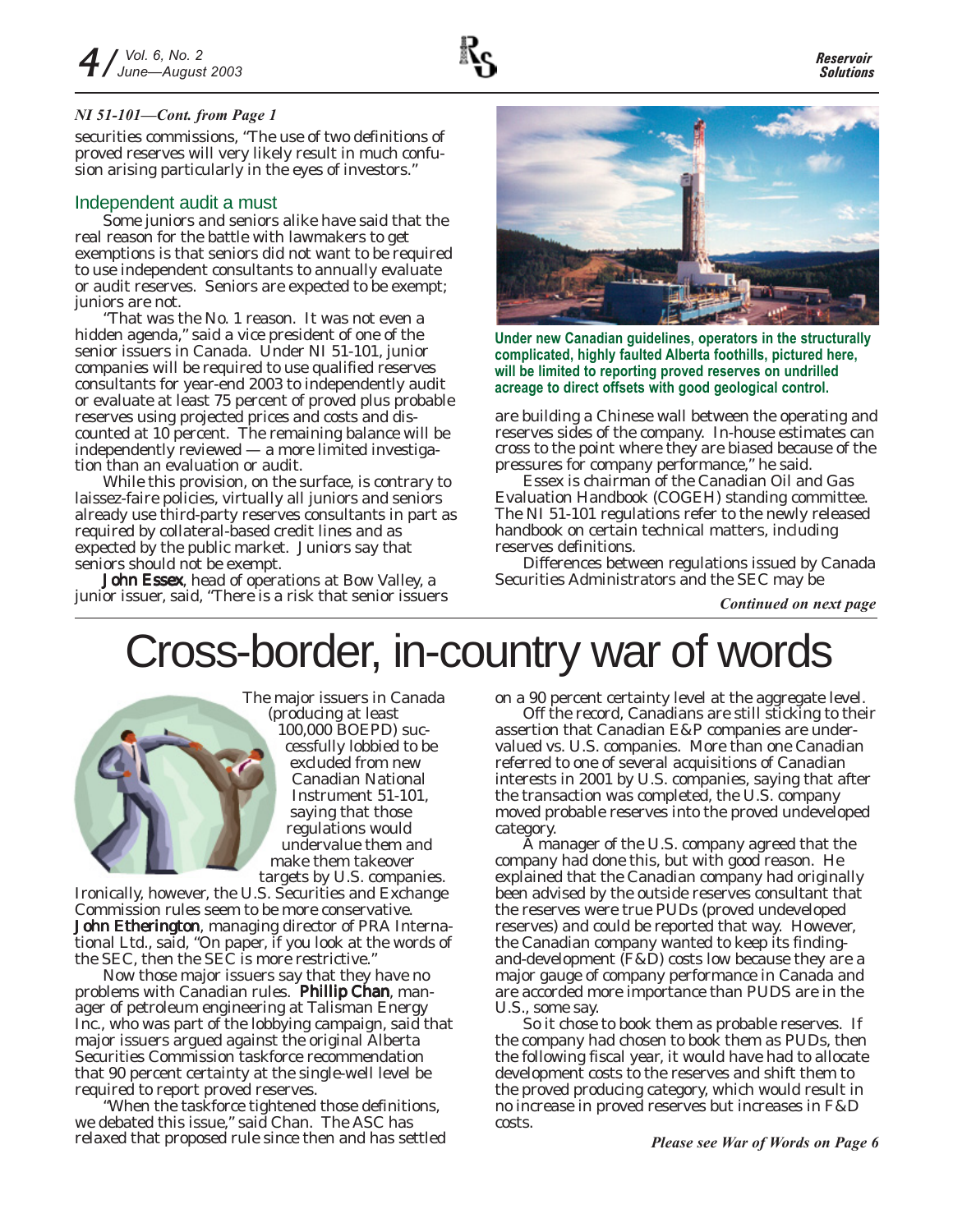*NI 51-101—Cont. from Page 1*

securities commissions, "The use of two definitions of proved reserves will very likely result in much confusion arising particularly in the eyes of investors."

## Independent audit a must

Some juniors and seniors alike have said that the real reason for the battle with lawmakers to get exemptions is that seniors did not want to be required to use independent consultants to annually evaluate or audit reserves. Seniors are expected to be exempt; juniors are not.

"That was the No. 1 reason. It was not even a hidden agenda," said a vice president of one of the senior issuers in Canada. Under NI 51-101, junior companies will be required to use qualified reserves consultants for year-end 2003 to independently audit or evaluate at least 75 percent of proved plus probable reserves using projected prices and costs and discounted at 10 percent. The remaining balance will be independently reviewed — a more limited investigation than an evaluation or audit.

While this provision, on the surface, is contrary to laissez-faire policies, virtually all juniors and seniors already use third-party reserves consultants in part as required by collateral-based credit lines and as expected by the public market. Juniors say that seniors should not be exempt.

**John Essex**, head of operations at Bow Valley, a junior issuer, said, "There is a risk that senior issuers are building a Chinese wall between the operating and reserves sides of the company. In-house estimates can cross to the point where they are biased because of the pressures for company performance," he said.

**Under new Canadian guidelines, operators in the structurally complicated, highly faulted Alberta foothills, pictured here, will be limited to reporting proved reserves on undrilled acreage to direct offsets with good geological control.**

Essex is chairman of the Canadian Oil and Gas Evaluation Handbook (COGEH) standing committee. The NI 51-101 regulations refer to the newly released handbook on certain technical matters, including reserves definitions.

Differences between regulations issued by Canada Securities Administrators and the SEC may be

***Continued on next page***

# Cross-border, in-country war of words

The major issuers in Canada (producing at least 100,000 BOEPD) successfully lobbied to be excluded from new Canadian National Instrument 51-101, saying that those regulations would undervalue them and make them takeover targets by U.S. companies.

Ironically, however, the U.S. Securities and Exchange Commission rules seem to be more conservative. **John Etherington**, managing director of PRA International Ltd., said, "On paper, if you look at the words of the SEC, then the SEC is more restrictive."

Now those major issuers say that they have no problems with Canadian rules. **Phillip Chan**, manager of petroleum engineering at Talisman Energy Inc., who was part of the lobbying campaign, said that major issuers argued against the original Alberta Securities Commission taskforce recommendation that 90 percent certainty at the single-well level be required to report proved reserves.

"When the taskforce tightened those definitions, we debated this issue," said Chan. The ASC has relaxed that proposed rule since then and has settled on a 90 percent certainty level at the aggregate level.

Off the record, Canadians are still sticking to their assertion that Canadian E&P companies are undervalued vs. U.S. companies. More than one Canadian referred to one of several acquisitions of Canadian interests in 2001 by U.S. companies, saying that after the transaction was completed, the U.S. company moved probable reserves into the proved undeveloped category.

A manager of the U.S. company agreed that the company had done this, but with good reason. He explained that the Canadian company had originally been advised by the outside reserves consultant that the reserves were true PUDs (proved undeveloped reserves) and could be reported that way. However, the Canadian company wanted to keep its finding-and-development (F&D) costs low because they are a major gauge of company performance in Canada and are accorded more importance than PUDS are in the U.S., some say.

So it chose to book them as probable reserves. If the company had chosen to book them as PUDs, then the following fiscal year, it would have had to allocate development costs to the reserves and shift them to the proved producing category, which would result in no increase in proved reserves but increases in F&D costs.

***Please see War of Words on Page 6***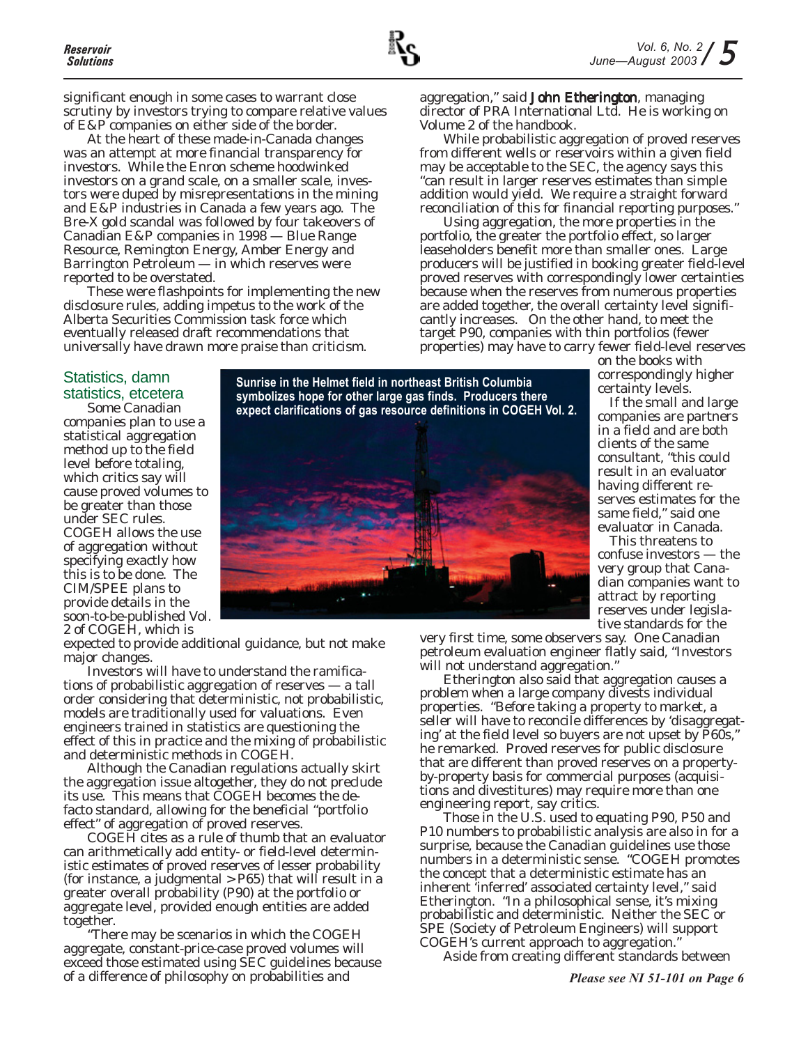significant enough in some cases to warrant close scrutiny by investors trying to compare relative values of E&P companies on either side of the border.

At the heart of these made-in-Canada changes was an attempt at more financial transparency for investors. While the Enron scheme hoodwinked investors on a grand scale, on a smaller scale, investors were duped by misrepresentations in the mining and E&P industries in Canada a few years ago. The Bre-X gold scandal was followed by four takeovers of Canadian E&P companies in 1998 — Blue Range Resource, Remington Energy, Amber Energy and Barrington Petroleum — in which reserves were reported to be overstated.

These were flashpoints for implementing the new disclosure rules, adding impetus to the work of the Alberta Securities Commission task force which eventually released draft recommendations that universally have drawn more praise than criticism.

## Statistics, damn statistics, etcetera

Some Canadian companies plan to use a statistical aggregation method up to the field level before totaling, which critics say will cause proved volumes to be greater than those under SEC rules. COGEH allows the use of aggregation without specifying exactly how this is to be done. The CIM/SPEE plans to provide details in the soon-to-be-published Vol. 2 of COGEH, which is expected to provide additional guidance, but not make major changes.

**Sunrise in the Helmet field in northeast British Columbia symbolizes hope for other large gas finds. Producers there expect clarifications of gas resource definitions in COGEH Vol. 2.**

Investors will have to understand the ramifications of probabilistic aggregation of reserves — a tall order considering that deterministic, not probabilistic, models are traditionally used for valuations. Even engineers trained in statistics are questioning the effect of this in practice and the mixing of probabilistic and deterministic methods in COGEH.

Although the Canadian regulations actually skirt the aggregation issue altogether, they do not preclude its use. This means that COGEH becomes the de-facto standard, allowing for the beneficial "portfolio effect" of aggregation of proved reserves.

COGEH cites as a rule of thumb that an evaluator can arithmetically add entity- or field-level deterministic estimates of proved reserves of lesser probability (for instance, a judgmental >P65) that will result in a greater overall probability (P90) at the portfolio or aggregate level, provided enough entities are added together.

"There may be scenarios in which the COGEH aggregate, constant-price-case proved volumes will exceed those estimated using SEC guidelines because of a difference of philosophy on probabilities and aggregation," said **John Etherington**, managing director of PRA International Ltd. He is working on Volume 2 of the handbook.

While probabilistic aggregation of proved reserves from different wells or reservoirs within a given field may be acceptable to the SEC, the agency says this "can result in larger reserves estimates than simple addition would yield. We require a straight forward reconciliation of this for financial reporting purposes."

Using aggregation, the more properties in the portfolio, the greater the portfolio effect, so larger leaseholders benefit more than smaller ones. Large producers will be justified in booking greater field-level proved reserves with correspondingly lower certainties because when the reserves from numerous properties are added together, the overall certainty level significantly increases. On the other hand, to meet the target P90, companies with thin portfolios (fewer properties) may have to carry fewer field-level reserves on the books with correspondingly higher certainty levels.

If the small and large companies are partners in a field and are both clients of the same consultant, "this could result in an evaluator having different reserves estimates for the same field," said one evaluator in Canada.

This threatens to confuse investors — the very group that Canadian companies want to attract by reporting reserves under legislative standards for the very first time, some observers say. One Canadian petroleum evaluation engineer flatly said, "Investors will not understand aggregation."

Etherington also said that aggregation causes a problem when a large company divests individual properties. "Before taking a property to market, a seller will have to reconcile differences by 'disaggregating' at the field level so buyers are not upset by P60s," he remarked. Proved reserves for public disclosure that are different than proved reserves on a property-by-property basis for commercial purposes (acquisitions and divestitures) may require more than one engineering report, say critics.

Those in the U.S. used to equating P90, P50 and P10 numbers to probabilistic analysis are also in for a surprise, because the Canadian guidelines use those numbers in a deterministic sense. "COGEH promotes the concept that a deterministic estimate has an inherent 'inferred' associated certainty level," said Etherington. "In a philosophical sense, it's mixing probabilistic and deterministic. Neither the SEC or SPE (Society of Petroleum Engineers) will support COGEH's current approach to aggregation."

Aside from creating different standards between

*Please see NI 51-101 on Page 6*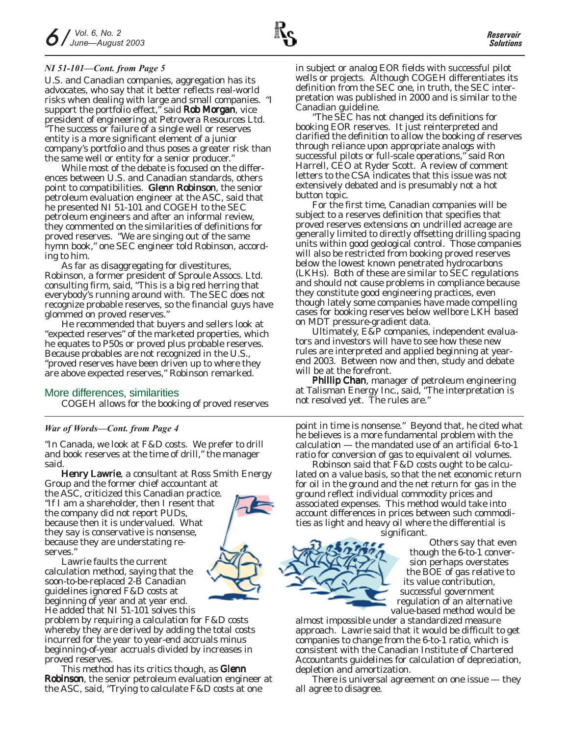*NI 51-101—Cont. from Page 5*

U.S. and Canadian companies, aggregation has its advocates, who say that it better reflects real-world risks when dealing with large and small companies. "I support the portfolio effect," said **Rob Morgan**, vice president of engineering at Petrovera Resources Ltd. "The success or failure of a single well or reserves entity is a more significant element of a junior company's portfolio and thus poses a greater risk than the same well or entity for a senior producer."

While most of the debate is focused on the differences between U.S. and Canadian standards, others point to compatibilities. **Glenn Robinson**, the senior petroleum evaluation engineer at the ASC, said that he presented NI 51-101 and COGEH to the SEC petroleum engineers and after an informal review, they commented on the similarities of definitions for proved reserves. "We are singing out of the same hymn book," one SEC engineer told Robinson, according to him.

As far as disaggregating for divestitures, Robinson, a former president of Sproule Assocs. Ltd. consulting firm, said, "This is a big red herring that everybody's running around with. The SEC does not recognize probable reserves, so the financial guys have glommed on proved reserves."

He recommended that buyers and sellers look at "expected reserves" of the marketed properties, which he equates to P50s or proved plus probable reserves. Because probables are not recognized in the U.S., "proved reserves have been driven up to where they are above expected reserves," Robinson remarked.

## More differences, similarities

COGEH allows for the booking of proved reserves in subject or analog EOR fields with successful pilot wells or projects. Although COGEH differentiates its definition from the SEC one, in truth, the SEC interpretation was published in 2000 and is similar to the Canadian guideline.

"The SEC has not changed its definitions for booking EOR reserves. It just reinterpreted and clarified the definition to allow the booking of reserves through reliance upon appropriate analogs with successful pilots or full-scale operations," said Ron Harrell, CEO at Ryder Scott. A review of comment letters to the CSA indicates that this issue was not extensively debated and is presumably not a hot button topic.

For the first time, Canadian companies will be subject to a reserves definition that specifies that proved reserves extensions on undrilled acreage are generally limited to directly offsetting drilling spacing units within good geological control. Those companies will also be restricted from booking proved reserves below the lowest known penetrated hydrocarbons (LKHs). Both of these are similar to SEC regulations and should not cause problems in compliance because they constitute good engineering practices, even though lately some companies have made compelling cases for booking reserves below wellbore LKH based on MDT pressure-gradient data.

Ultimately, E&P companies, independent evaluators and investors will have to see how these new rules are interpreted and applied beginning at year-end 2003. Between now and then, study and debate will be at the forefront.

**Phillip Chan**, manager of petroleum engineering at Talisman Energy Inc., said, "The interpretation is not resolved yet. The rules are."

---

*War of Words—Cont. from Page 4*

"In Canada, we look at F&D costs. We prefer to drill and book reserves at the time of drill," the manager said.

**Henry Lawrie**, a consultant at Ross Smith Energy Group and the former chief accountant at the ASC, criticized this Canadian practice. "If I am a shareholder, then I resent that the company did not report PUDs, because then it is undervalued. What they say is conservative is nonsense, because they are understating reserves."

Lawrie faults the current calculation method, saying that the soon-to-be-replaced 2-B Canadian guidelines ignored F&D costs at beginning of year and at year end. He added that NI 51-101 solves this problem by requiring a calculation for F&D costs whereby they are derived by adding the total costs incurred for the year to year-end accruals minus beginning-of-year accruals divided by increases in proved reserves.

This method has its critics though, as **Glenn Robinson**, the senior petroleum evaluation engineer at the ASC, said, "Trying to calculate F&D costs at one point in time is nonsense." Beyond that, he cited what he believes is a more fundamental problem with the calculation — the mandated use of an artificial 6-to-1 ratio for conversion of gas to equivalent oil volumes.

Robinson said that F&D costs ought to be calculated on a value basis, so that the net economic return for oil in the ground and the net return for gas in the ground reflect individual commodity prices and associated expenses. This method would take into account differences in prices between such commodities as light and heavy oil where the differential is significant.

Others say that even though the 6-to-1 conversion perhaps overstates the BOE of gas relative to its value contribution, successful government regulation of an alternative value-based method would be almost impossible under a standardized measure approach. Lawrie said that it would be difficult to get companies to change from the 6-to-1 ratio, which is consistent with the Canadian Institute of Chartered Accountants guidelines for calculation of depreciation, depletion and amortization.

There is universal agreement on one issue — they all agree to disagree.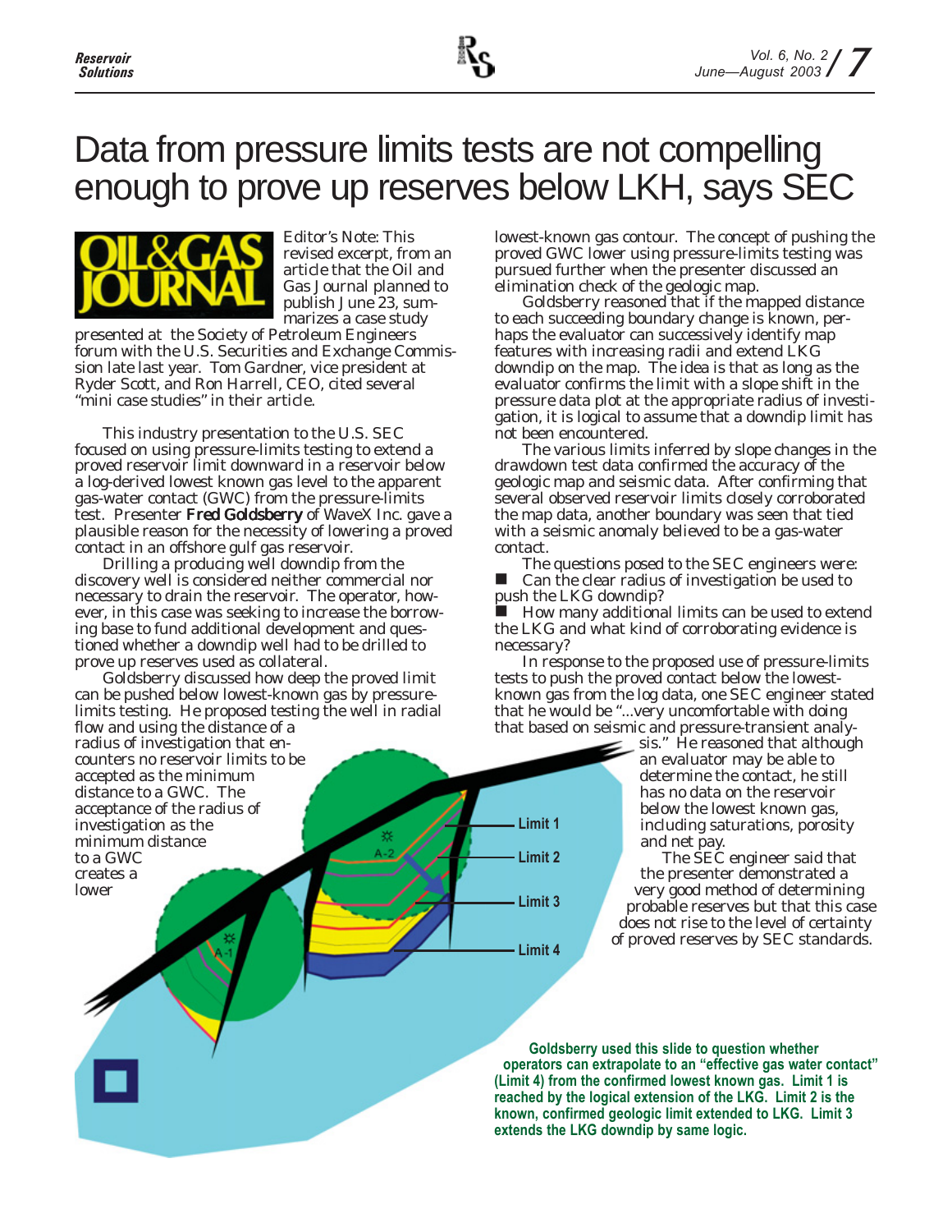# Data from pressure limits tests are not compelling enough to prove up reserves below LKH, says SEC

Editor's Note: This revised excerpt, from an article that the Oil and Gas Journal planned to publish June 23, summarizes a case study presented at the Society of Petroleum Engineers forum with the U.S. Securities and Exchange Commission late last year. Tom Gardner, vice president at Ryder Scott, and Ron Harrell, CEO, cited several "mini case studies" in their article.

This industry presentation to the U.S. SEC focused on using pressure-limits testing to extend a proved reservoir limit downward in a reservoir below a log-derived lowest known gas level to the apparent gas-water contact (GWC) from the pressure-limits test. Presenter Fred Goldsberry of WaveX Inc. gave a plausible reason for the necessity of lowering a proved contact in an offshore gulf gas reservoir.

Drilling a producing well downdip from the discovery well is considered neither commercial nor necessary to drain the reservoir. The operator, however, in this case was seeking to increase the borrowing base to fund additional development and questioned whether a downdip well had to be drilled to prove up reserves used as collateral.

Goldsberry discussed how deep the proved limit can be pushed below lowest-known gas by pressure-limits testing. He proposed testing the well in radial flow and using the distance of a radius of investigation that encounters no reservoir limits to be accepted as the minimum distance to a GWC. The acceptance of the radius of investigation as the minimum distance to a GWC creates a lower lowest-known gas contour. The concept of pushing the proved GWC lower using pressure-limits testing was pursued further when the presenter discussed an elimination check of the geologic map.

Goldsberry reasoned that if the mapped distance to each succeeding boundary change is known, perhaps the evaluator can successively identify map features with increasing radii and extend LKG downdip on the map. The idea is that as long as the evaluator confirms the limit with a slope shift in the pressure data plot at the appropriate radius of investigation, it is logical to assume that a downdip limit has not been encountered.

The various limits inferred by slope changes in the drawdown test data confirmed the accuracy of the geologic map and seismic data. After confirming that several observed reservoir limits closely corroborated the map data, another boundary was seen that tied with a seismic anomaly believed to be a gas-water contact.

The questions posed to the SEC engineers were:

- Can the clear radius of investigation be used to push the LKG downdip?
- How many additional limits can be used to extend the LKG and what kind of corroborating evidence is necessary?

In response to the proposed use of pressure-limits tests to push the proved contact below the lowest-known gas from the log data, one SEC engineer stated that he would be "...very uncomfortable with doing that based on seismic and pressure-transient analysis." He reasoned that although an evaluator may be able to determine the contact, he still has no data on the reservoir below the lowest known gas, including saturations, porosity and net pay.

The SEC engineer said that the presenter demonstrated a very good method of determining probable reserves but that this case does not rise to the level of certainty of proved reserves by SEC standards.

Goldsberry used this slide to question whether operators can extrapolate to an "effective gas water contact" (Limit 4) from the confirmed lowest known gas. Limit 1 is reached by the logical extension of the LKG. Limit 2 is the known, confirmed geologic limit extended to LKG. Limit 3 extends the LKG downdip by same logic.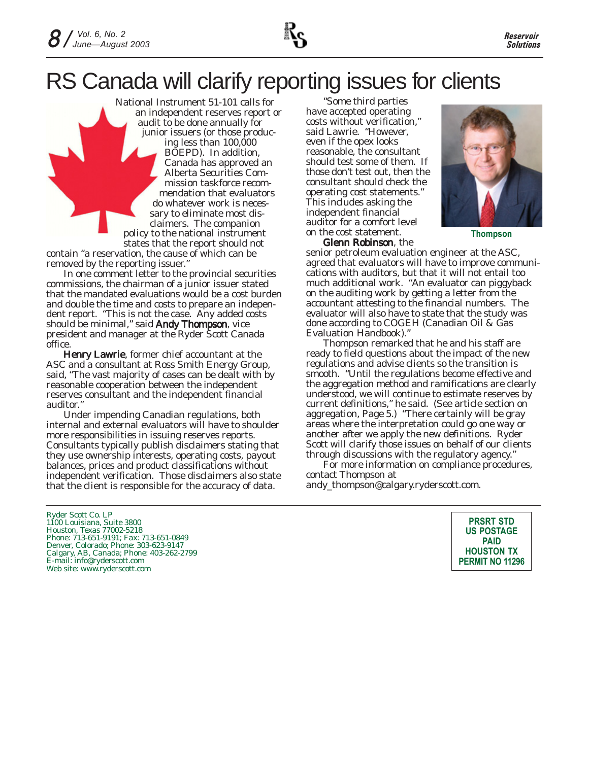# RS Canada will clarify reporting issues for clients

National Instrument 51-101 calls for an independent reserves report or audit to be done annually for junior issuers (or those producing less than 100,000 BOEPD). In addition, Canada has approved an Alberta Securities Commission taskforce recommendation that evaluators do whatever work is necessary to eliminate most disclaimers. The companion policy to the national instrument states that the report should not contain "a reservation, the cause of which can be removed by the reporting issuer."

In one comment letter to the provincial securities commissions, the chairman of a junior issuer stated that the mandated evaluations would be a cost burden and double the time and costs to prepare an independent report. "This is not the case. Any added costs should be minimal," said **Andy Thompson**, vice president and manager at the Ryder Scott Canada office.

**Henry Lawrie**, former chief accountant at the ASC and a consultant at Ross Smith Energy Group, said, "The vast majority of cases can be dealt with by reasonable cooperation between the independent reserves consultant and the independent financial auditor."

Under impending Canadian regulations, both internal and external evaluators will have to shoulder more responsibilities in issuing reserves reports. Consultants typically publish disclaimers stating that they use ownership interests, operating costs, payout balances, prices and product classifications without independent verification. Those disclaimers also state that the client is responsible for the accuracy of data.

"Some third parties have accepted operating costs without verification," said Lawrie. "However, even if the opex looks reasonable, the consultant should test some of them. If those don't test out, then the consultant should check the operating cost statements." This includes asking the independent financial auditor for a comfort level on the cost statement.

Thompson

**Glenn Robinson**, the senior petroleum evaluation engineer at the ASC, agreed that evaluators will have to improve communications with auditors, but that it will not entail too much additional work. "An evaluator can piggyback on the auditing work by getting a letter from the accountant attesting to the financial numbers. The evaluator will also have to state that the study was done according to COGEH (Canadian Oil & Gas Evaluation Handbook)."

Thompson remarked that he and his staff are ready to field questions about the impact of the new regulations and advise clients so the transition is smooth. "Until the regulations become effective and the aggregation method and ramifications are clearly understood, we will continue to estimate reserves by current definitions," he said. (See article section on aggregation, Page 5.) "There certainly will be gray areas where the interpretation could go one way or another after we apply the new definitions. Ryder Scott will clarify those issues on behalf of our clients through discussions with the regulatory agency."

For more information on compliance procedures, contact Thompson at andy_thompson@calgary.ryderscott.com.

Ryder Scott Co. LP
1100 Louisiana, Suite 3800
Houston, Texas 77002-5218
Phone: 713-651-9191; Fax: 713-651-0849
Denver, Colorado; Phone: 303-623-9147
Calgary, AB, Canada; Phone: 403-262-2799
E-mail: info@ryderscott.com
Web site: www.ryderscott.com

PRSRT STD
US POSTAGE
PAID
HOUSTON TX
PERMIT NO 11296